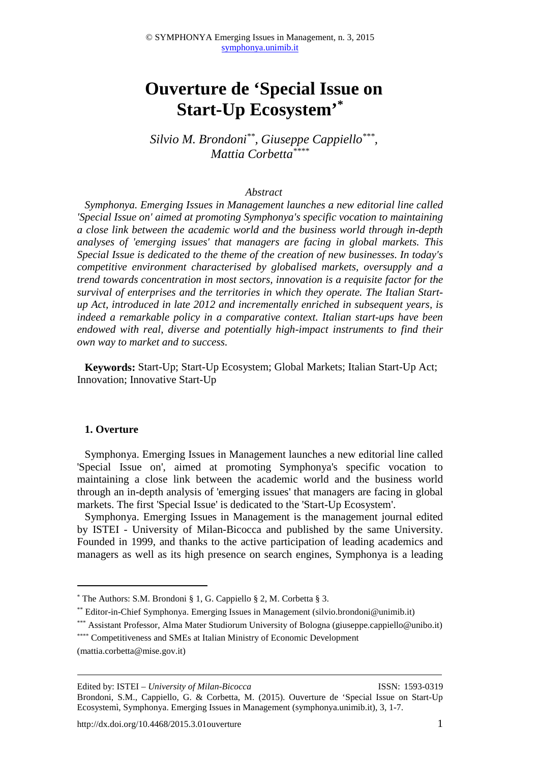# Ouverture de 'Special Issue on Start-Up Ecosystem'[*]

*Silvio M. Brondoni[**], Giuseppe Cappiello[***], Mattia Corbetta[****]*

*Abstract*

*Symphonya. Emerging Issues in Management launches a new editorial line called 'Special Issue on' aimed at promoting Symphonya's specific vocation to maintaining a close link between the academic world and the business world through in-depth analyses of 'emerging issues' that managers are facing in global markets. This Special Issue is dedicated to the theme of the creation of new businesses. In today's competitive environment characterised by globalised markets, oversupply and a trend towards concentration in most sectors, innovation is a requisite factor for the survival of enterprises and the territories in which they operate. The Italian Start-up Act, introduced in late 2012 and incrementally enriched in subsequent years, is indeed a remarkable policy in a comparative context. Italian start-ups have been endowed with real, diverse and potentially high-impact instruments to find their own way to market and to success.*

**Keywords:** Start-Up; Start-Up Ecosystem; Global Markets; Italian Start-Up Act; Innovation; Innovative Start-Up

## 1. Overture

Symphonya. Emerging Issues in Management launches a new editorial line called 'Special Issue on', aimed at promoting Symphonya's specific vocation to maintaining a close link between the academic world and the business world through an in-depth analysis of 'emerging issues' that managers are facing in global markets. The first 'Special Issue' is dedicated to the 'Start-Up Ecosystem'.

Symphonya. Emerging Issues in Management is the management journal edited by ISTEI - University of Milan-Bicocca and published by the same University. Founded in 1999, and thanks to the active participation of leading academics and managers as well as its high presence on search engines, Symphonya is a leading

---

[*] The Authors: S.M. Brondoni § 1, G. Cappiello § 2, M. Corbetta § 3.

[**] Editor-in-Chief Symphonya. Emerging Issues in Management (silvio.brondoni@unimib.it)

[***] Assistant Professor, Alma Mater Studiorum University of Bologna (giuseppe.cappiello@unibo.it)

[****] Competitiveness and SMEs at Italian Ministry of Economic Development (mattia.corbetta@mise.gov.it)

Edited by: ISTEI – *University of Milan-Bicocca* ISSN: 1593-0319

Brondoni, S.M., Cappiello, G. & Corbetta, M. (2015). Ouverture de 'Special Issue on Start-Up Ecosystemì, Symphonya. Emerging Issues in Management (symphonya.unimib.it), 3, 1-7.

http://dx.doi.org/10.4468/2015.3.01ouverture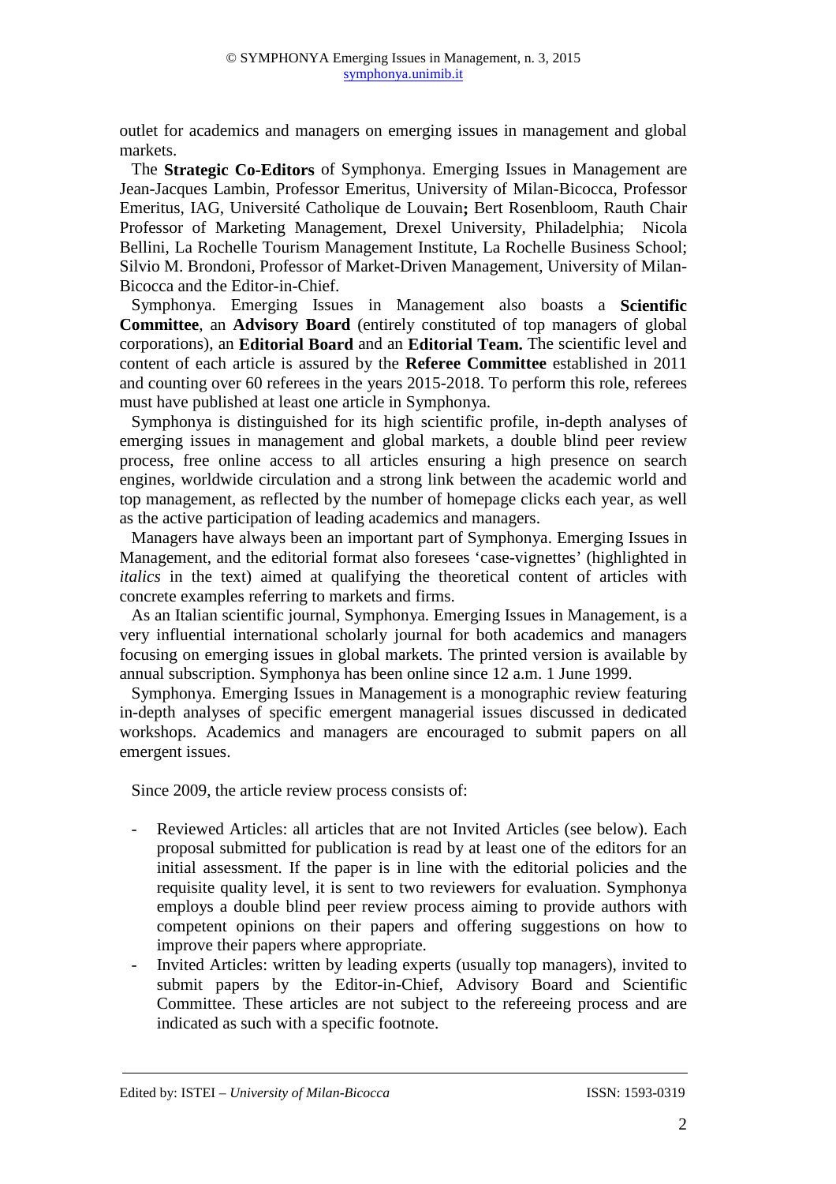outlet for academics and managers on emerging issues in management and global markets.

The **Strategic Co-Editors** of Symphonya. Emerging Issues in Management are Jean-Jacques Lambin, Professor Emeritus, University of Milan-Bicocca, Professor Emeritus, IAG, Université Catholique de Louvain**;** Bert Rosenbloom, Rauth Chair Professor of Marketing Management, Drexel University, Philadelphia; Nicola Bellini, La Rochelle Tourism Management Institute, La Rochelle Business School; Silvio M. Brondoni, Professor of Market-Driven Management, University of Milan-Bicocca and the Editor-in-Chief.

Symphonya. Emerging Issues in Management also boasts a **Scientific Committee**, an **Advisory Board** (entirely constituted of top managers of global corporations), an **Editorial Board** and an **Editorial Team.** The scientific level and content of each article is assured by the **Referee Committee** established in 2011 and counting over 60 referees in the years 2015-2018. To perform this role, referees must have published at least one article in Symphonya.

Symphonya is distinguished for its high scientific profile, in-depth analyses of emerging issues in management and global markets, a double blind peer review process, free online access to all articles ensuring a high presence on search engines, worldwide circulation and a strong link between the academic world and top management, as reflected by the number of homepage clicks each year, as well as the active participation of leading academics and managers.

Managers have always been an important part of Symphonya. Emerging Issues in Management, and the editorial format also foresees 'case-vignettes' (highlighted in *italics* in the text) aimed at qualifying the theoretical content of articles with concrete examples referring to markets and firms.

As an Italian scientific journal, Symphonya. Emerging Issues in Management, is a very influential international scholarly journal for both academics and managers focusing on emerging issues in global markets. The printed version is available by annual subscription. Symphonya has been online since 12 a.m. 1 June 1999.

Symphonya. Emerging Issues in Management is a monographic review featuring in-depth analyses of specific emergent managerial issues discussed in dedicated workshops. Academics and managers are encouraged to submit papers on all emergent issues.

Since 2009, the article review process consists of:

- Reviewed Articles: all articles that are not Invited Articles (see below). Each proposal submitted for publication is read by at least one of the editors for an initial assessment. If the paper is in line with the editorial policies and the requisite quality level, it is sent to two reviewers for evaluation. Symphonya employs a double blind peer review process aiming to provide authors with competent opinions on their papers and offering suggestions on how to improve their papers where appropriate.
- Invited Articles: written by leading experts (usually top managers), invited to submit papers by the Editor-in-Chief, Advisory Board and Scientific Committee. These articles are not subject to the refereeing process and are indicated as such with a specific footnote.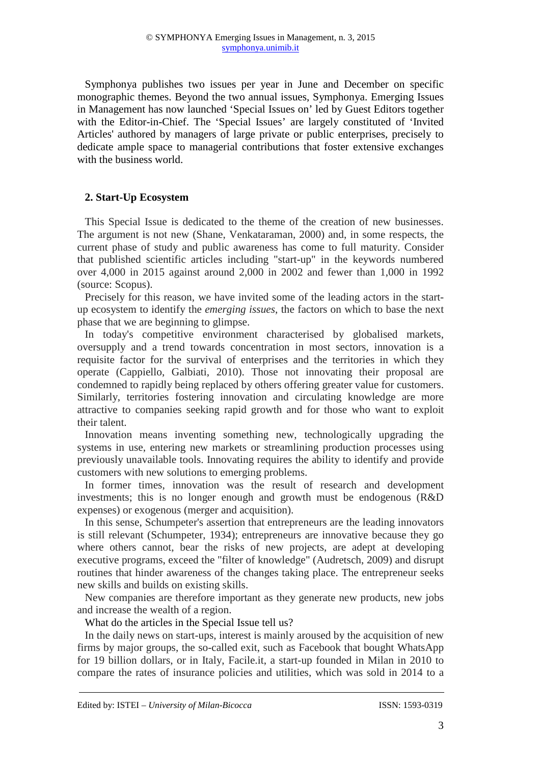Symphonya publishes two issues per year in June and December on specific monographic themes. Beyond the two annual issues, Symphonya. Emerging Issues in Management has now launched 'Special Issues on' led by Guest Editors together with the Editor-in-Chief. The 'Special Issues' are largely constituted of 'Invited Articles' authored by managers of large private or public enterprises, precisely to dedicate ample space to managerial contributions that foster extensive exchanges with the business world.

## 2. Start-Up Ecosystem

This Special Issue is dedicated to the theme of the creation of new businesses. The argument is not new (Shane, Venkataraman, 2000) and, in some respects, the current phase of study and public awareness has come to full maturity. Consider that published scientific articles including "start-up" in the keywords numbered over 4,000 in 2015 against around 2,000 in 2002 and fewer than 1,000 in 1992 (source: Scopus).

Precisely for this reason, we have invited some of the leading actors in the start-up ecosystem to identify the *emerging issues*, the factors on which to base the next phase that we are beginning to glimpse.

In today's competitive environment characterised by globalised markets, oversupply and a trend towards concentration in most sectors, innovation is a requisite factor for the survival of enterprises and the territories in which they operate (Cappiello, Galbiati, 2010). Those not innovating their proposal are condemned to rapidly being replaced by others offering greater value for customers. Similarly, territories fostering innovation and circulating knowledge are more attractive to companies seeking rapid growth and for those who want to exploit their talent.

Innovation means inventing something new, technologically upgrading the systems in use, entering new markets or streamlining production processes using previously unavailable tools. Innovating requires the ability to identify and provide customers with new solutions to emerging problems.

In former times, innovation was the result of research and development investments; this is no longer enough and growth must be endogenous (R&D expenses) or exogenous (merger and acquisition).

In this sense, Schumpeter's assertion that entrepreneurs are the leading innovators is still relevant (Schumpeter, 1934); entrepreneurs are innovative because they go where others cannot, bear the risks of new projects, are adept at developing executive programs, exceed the "filter of knowledge" (Audretsch, 2009) and disrupt routines that hinder awareness of the changes taking place. The entrepreneur seeks new skills and builds on existing skills.

New companies are therefore important as they generate new products, new jobs and increase the wealth of a region.

What do the articles in the Special Issue tell us?

In the daily news on start-ups, interest is mainly aroused by the acquisition of new firms by major groups, the so-called exit, such as Facebook that bought WhatsApp for 19 billion dollars, or in Italy, Facile.it, a start-up founded in Milan in 2010 to compare the rates of insurance policies and utilities, which was sold in 2014 to a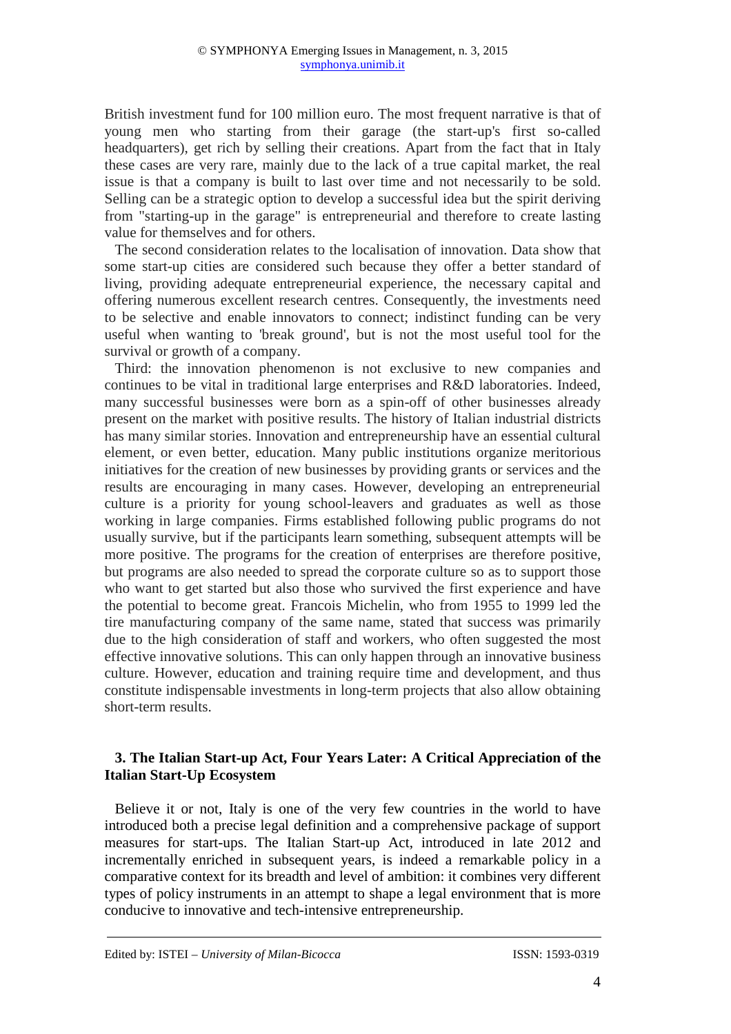British investment fund for 100 million euro. The most frequent narrative is that of young men who starting from their garage (the start-up's first so-called headquarters), get rich by selling their creations. Apart from the fact that in Italy these cases are very rare, mainly due to the lack of a true capital market, the real issue is that a company is built to last over time and not necessarily to be sold. Selling can be a strategic option to develop a successful idea but the spirit deriving from "starting-up in the garage" is entrepreneurial and therefore to create lasting value for themselves and for others.

The second consideration relates to the localisation of innovation. Data show that some start-up cities are considered such because they offer a better standard of living, providing adequate entrepreneurial experience, the necessary capital and offering numerous excellent research centres. Consequently, the investments need to be selective and enable innovators to connect; indistinct funding can be very useful when wanting to 'break ground', but is not the most useful tool for the survival or growth of a company.

Third: the innovation phenomenon is not exclusive to new companies and continues to be vital in traditional large enterprises and R&D laboratories. Indeed, many successful businesses were born as a spin-off of other businesses already present on the market with positive results. The history of Italian industrial districts has many similar stories. Innovation and entrepreneurship have an essential cultural element, or even better, education. Many public institutions organize meritorious initiatives for the creation of new businesses by providing grants or services and the results are encouraging in many cases. However, developing an entrepreneurial culture is a priority for young school-leavers and graduates as well as those working in large companies. Firms established following public programs do not usually survive, but if the participants learn something, subsequent attempts will be more positive. The programs for the creation of enterprises are therefore positive, but programs are also needed to spread the corporate culture so as to support those who want to get started but also those who survived the first experience and have the potential to become great. Francois Michelin, who from 1955 to 1999 led the tire manufacturing company of the same name, stated that success was primarily due to the high consideration of staff and workers, who often suggested the most effective innovative solutions. This can only happen through an innovative business culture. However, education and training require time and development, and thus constitute indispensable investments in long-term projects that also allow obtaining short-term results.

## 3. The Italian Start-up Act, Four Years Later: A Critical Appreciation of the Italian Start-Up Ecosystem

Believe it or not, Italy is one of the very few countries in the world to have introduced both a precise legal definition and a comprehensive package of support measures for start-ups. The Italian Start-up Act, introduced in late 2012 and incrementally enriched in subsequent years, is indeed a remarkable policy in a comparative context for its breadth and level of ambition: it combines very different types of policy instruments in an attempt to shape a legal environment that is more conducive to innovative and tech-intensive entrepreneurship.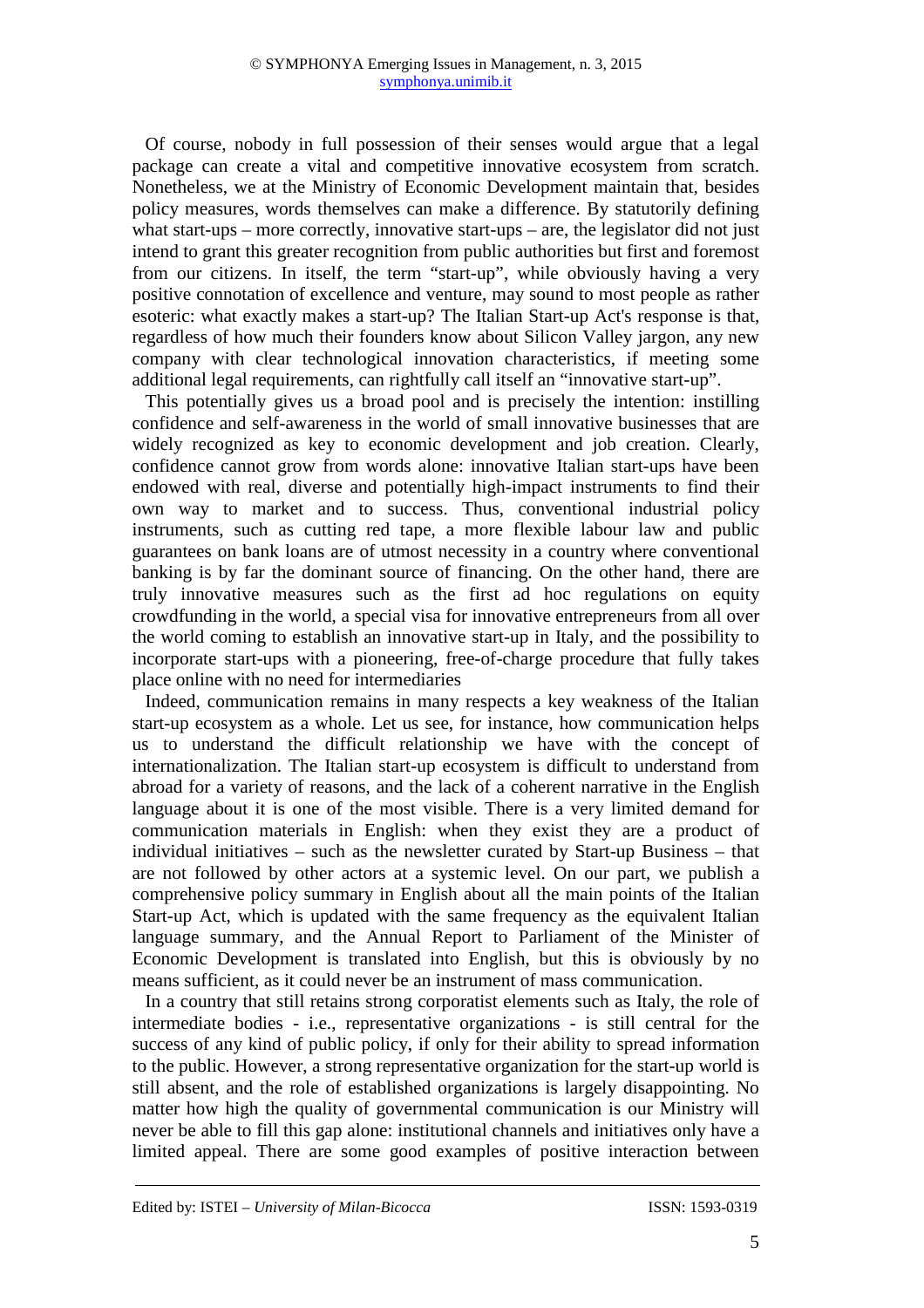Of course, nobody in full possession of their senses would argue that a legal package can create a vital and competitive innovative ecosystem from scratch. Nonetheless, we at the Ministry of Economic Development maintain that, besides policy measures, words themselves can make a difference. By statutorily defining what start-ups – more correctly, innovative start-ups – are, the legislator did not just intend to grant this greater recognition from public authorities but first and foremost from our citizens. In itself, the term "start-up", while obviously having a very positive connotation of excellence and venture, may sound to most people as rather esoteric: what exactly makes a start-up? The Italian Start-up Act's response is that, regardless of how much their founders know about Silicon Valley jargon, any new company with clear technological innovation characteristics, if meeting some additional legal requirements, can rightfully call itself an "innovative start-up".

This potentially gives us a broad pool and is precisely the intention: instilling confidence and self-awareness in the world of small innovative businesses that are widely recognized as key to economic development and job creation. Clearly, confidence cannot grow from words alone: innovative Italian start-ups have been endowed with real, diverse and potentially high-impact instruments to find their own way to market and to success. Thus, conventional industrial policy instruments, such as cutting red tape, a more flexible labour law and public guarantees on bank loans are of utmost necessity in a country where conventional banking is by far the dominant source of financing. On the other hand, there are truly innovative measures such as the first ad hoc regulations on equity crowdfunding in the world, a special visa for innovative entrepreneurs from all over the world coming to establish an innovative start-up in Italy, and the possibility to incorporate start-ups with a pioneering, free-of-charge procedure that fully takes place online with no need for intermediaries

Indeed, communication remains in many respects a key weakness of the Italian start-up ecosystem as a whole. Let us see, for instance, how communication helps us to understand the difficult relationship we have with the concept of internationalization. The Italian start-up ecosystem is difficult to understand from abroad for a variety of reasons, and the lack of a coherent narrative in the English language about it is one of the most visible. There is a very limited demand for communication materials in English: when they exist they are a product of individual initiatives – such as the newsletter curated by Start-up Business – that are not followed by other actors at a systemic level. On our part, we publish a comprehensive policy summary in English about all the main points of the Italian Start-up Act, which is updated with the same frequency as the equivalent Italian language summary, and the Annual Report to Parliament of the Minister of Economic Development is translated into English, but this is obviously by no means sufficient, as it could never be an instrument of mass communication.

In a country that still retains strong corporatist elements such as Italy, the role of intermediate bodies - i.e., representative organizations - is still central for the success of any kind of public policy, if only for their ability to spread information to the public. However, a strong representative organization for the start-up world is still absent, and the role of established organizations is largely disappointing. No matter how high the quality of governmental communication is our Ministry will never be able to fill this gap alone: institutional channels and initiatives only have a limited appeal. There are some good examples of positive interaction between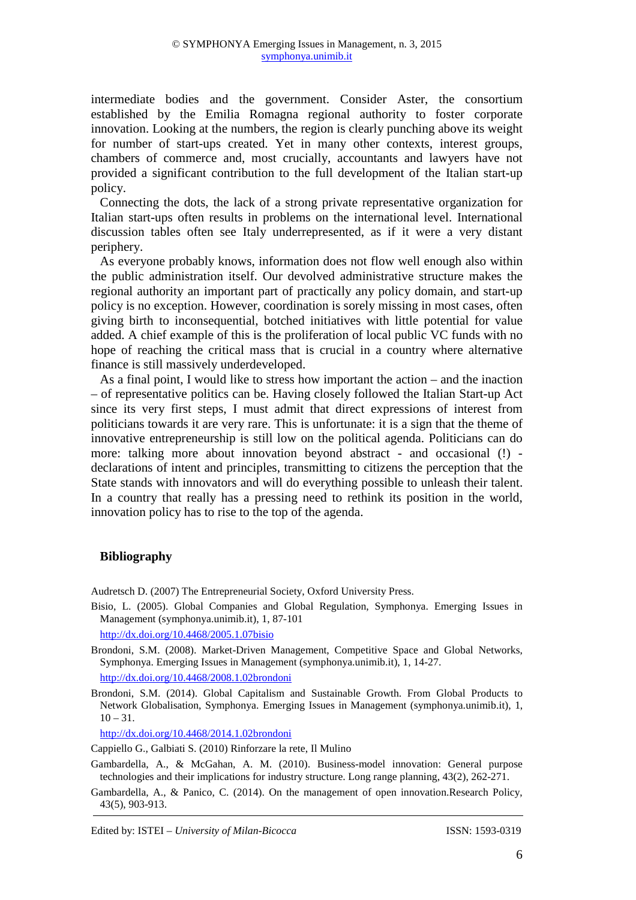intermediate bodies and the government. Consider Aster, the consortium established by the Emilia Romagna regional authority to foster corporate innovation. Looking at the numbers, the region is clearly punching above its weight for number of start-ups created. Yet in many other contexts, interest groups, chambers of commerce and, most crucially, accountants and lawyers have not provided a significant contribution to the full development of the Italian start-up policy.

Connecting the dots, the lack of a strong private representative organization for Italian start-ups often results in problems on the international level. International discussion tables often see Italy underrepresented, as if it were a very distant periphery.

As everyone probably knows, information does not flow well enough also within the public administration itself. Our devolved administrative structure makes the regional authority an important part of practically any policy domain, and start-up policy is no exception. However, coordination is sorely missing in most cases, often giving birth to inconsequential, botched initiatives with little potential for value added. A chief example of this is the proliferation of local public VC funds with no hope of reaching the critical mass that is crucial in a country where alternative finance is still massively underdeveloped.

As a final point, I would like to stress how important the action – and the inaction – of representative politics can be. Having closely followed the Italian Start-up Act since its very first steps, I must admit that direct expressions of interest from politicians towards it are very rare. This is unfortunate: it is a sign that the theme of innovative entrepreneurship is still low on the political agenda. Politicians can do more: talking more about innovation beyond abstract - and occasional (!) - declarations of intent and principles, transmitting to citizens the perception that the State stands with innovators and will do everything possible to unleash their talent. In a country that really has a pressing need to rethink its position in the world, innovation policy has to rise to the top of the agenda.

## Bibliography

Audretsch D. (2007) The Entrepreneurial Society, Oxford University Press.

Bisio, L. (2005). Global Companies and Global Regulation, Symphonya. Emerging Issues in Management (symphonya.unimib.it), 1, 87-101
http://dx.doi.org/10.4468/2005.1.07bisio

Brondoni, S.M. (2008). Market-Driven Management, Competitive Space and Global Networks, Symphonya. Emerging Issues in Management (symphonya.unimib.it), 1, 14-27.
http://dx.doi.org/10.4468/2008.1.02brondoni

Brondoni, S.M. (2014). Global Capitalism and Sustainable Growth. From Global Products to Network Globalisation, Symphonya. Emerging Issues in Management (symphonya.unimib.it), 1, 10 – 31.
http://dx.doi.org/10.4468/2014.1.02brondoni

Cappiello G., Galbiati S. (2010) Rinforzare la rete, Il Mulino

Gambardella, A., & McGahan, A. M. (2010). Business-model innovation: General purpose technologies and their implications for industry structure. Long range planning, 43(2), 262-271.

Gambardella, A., & Panico, C. (2014). On the management of open innovation.Research Policy, 43(5), 903-913.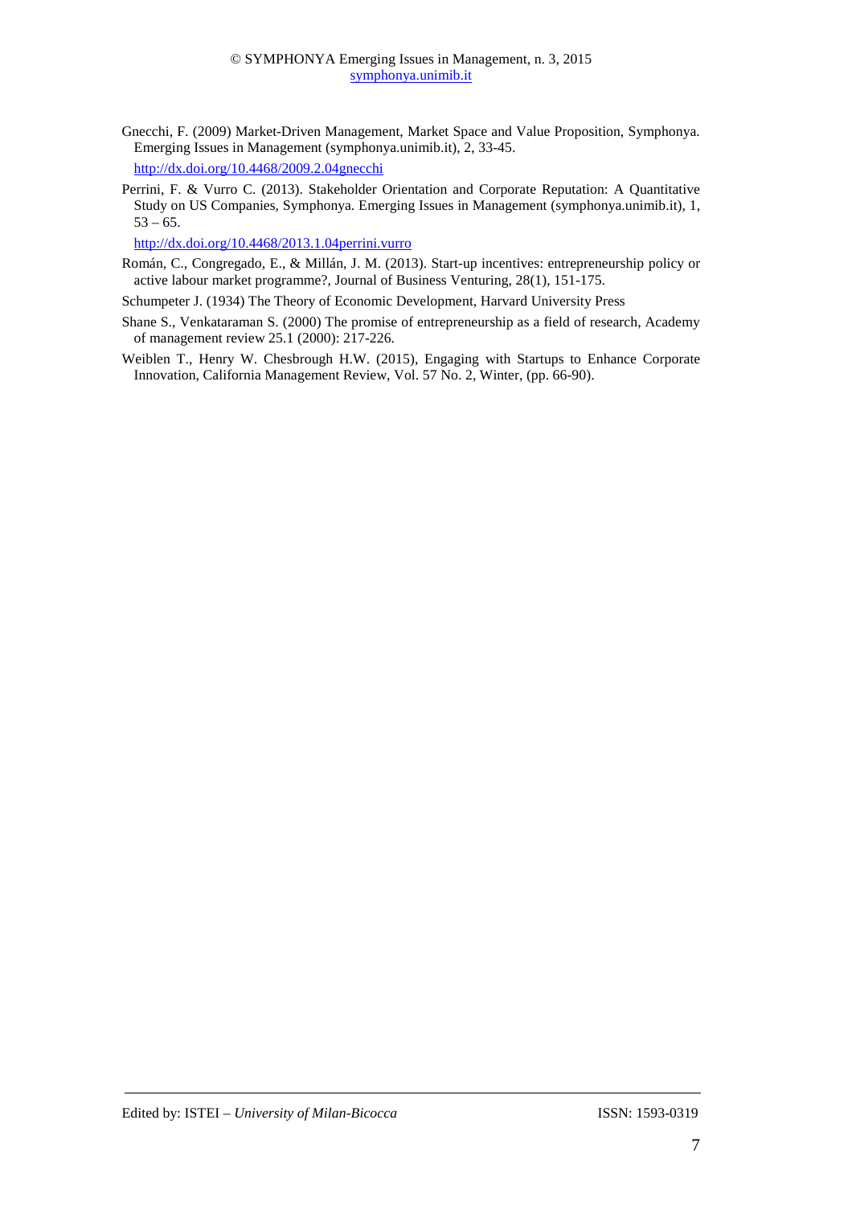Gnecchi, F. (2009) Market-Driven Management, Market Space and Value Proposition, Symphonya. Emerging Issues in Management (symphonya.unimib.it), 2, 33-45.

http://dx.doi.org/10.4468/2009.2.04gnecchi

Perrini, F. & Vurro C. (2013). Stakeholder Orientation and Corporate Reputation: A Quantitative Study on US Companies, Symphonya. Emerging Issues in Management (symphonya.unimib.it), 1, 53 – 65.

http://dx.doi.org/10.4468/2013.1.04perrini.vurro

Román, C., Congregado, E., & Millán, J. M. (2013). Start-up incentives: entrepreneurship policy or active labour market programme?, Journal of Business Venturing, 28(1), 151-175.

Schumpeter J. (1934) The Theory of Economic Development, Harvard University Press

Shane S., Venkataraman S. (2000) The promise of entrepreneurship as a field of research, Academy of management review 25.1 (2000): 217-226.

Weiblen T., Henry W. Chesbrough H.W. (2015), Engaging with Startups to Enhance Corporate Innovation, California Management Review, Vol. 57 No. 2, Winter, (pp. 66-90).